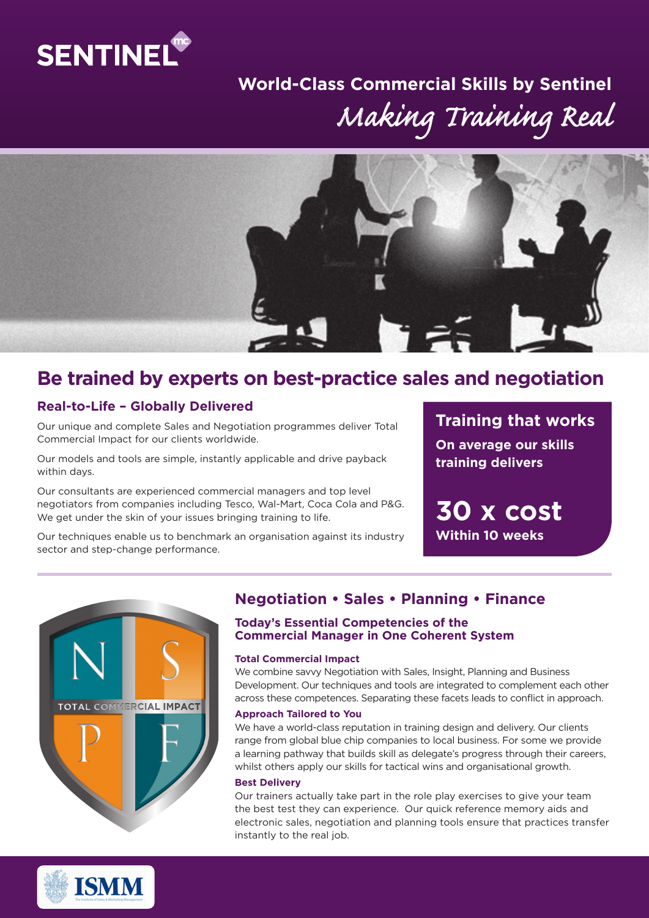SENTINEL

## World-Class Commercial Skills by Sentinel

*Making Training Real*

# Be trained by experts on best-practice sales and negotiation

### Real-to-Life – Globally Delivered

Our unique and complete Sales and Negotiation programmes deliver Total Commercial Impact for our clients worldwide.

Our models and tools are simple, instantly applicable and drive payback within days.

Our consultants are experienced commercial managers and top level negotiators from companies including Tesco, Wal-Mart, Coca Cola and P&G. We get under the skin of your issues bringing training to life.

Our techniques enable us to benchmark an organisation against its industry sector and step-change performance.

### Training that works

**On average our skills training delivers**

**30 x cost**

**Within 10 weeks**

## Negotiation • Sales • Planning • Finance

### Today's Essential Competencies of the Commercial Manager in One Coherent System

**Total Commercial Impact**

We combine savvy Negotiation with Sales, Insight, Planning and Business Development. Our techniques and tools are integrated to complement each other across these competences. Separating these facets leads to conflict in approach.

**Approach Tailored to You**

We have a world-class reputation in training design and delivery. Our clients range from global blue chip companies to local business. For some we provide a learning pathway that builds skill as delegate's progress through their careers, whilst others apply our skills for tactical wins and organisational growth.

**Best Delivery**

Our trainers actually take part in the role play exercises to give your team the best test they can experience. Our quick reference memory aids and electronic sales, negotiation and planning tools ensure that practices transfer instantly to the real job.

ISMM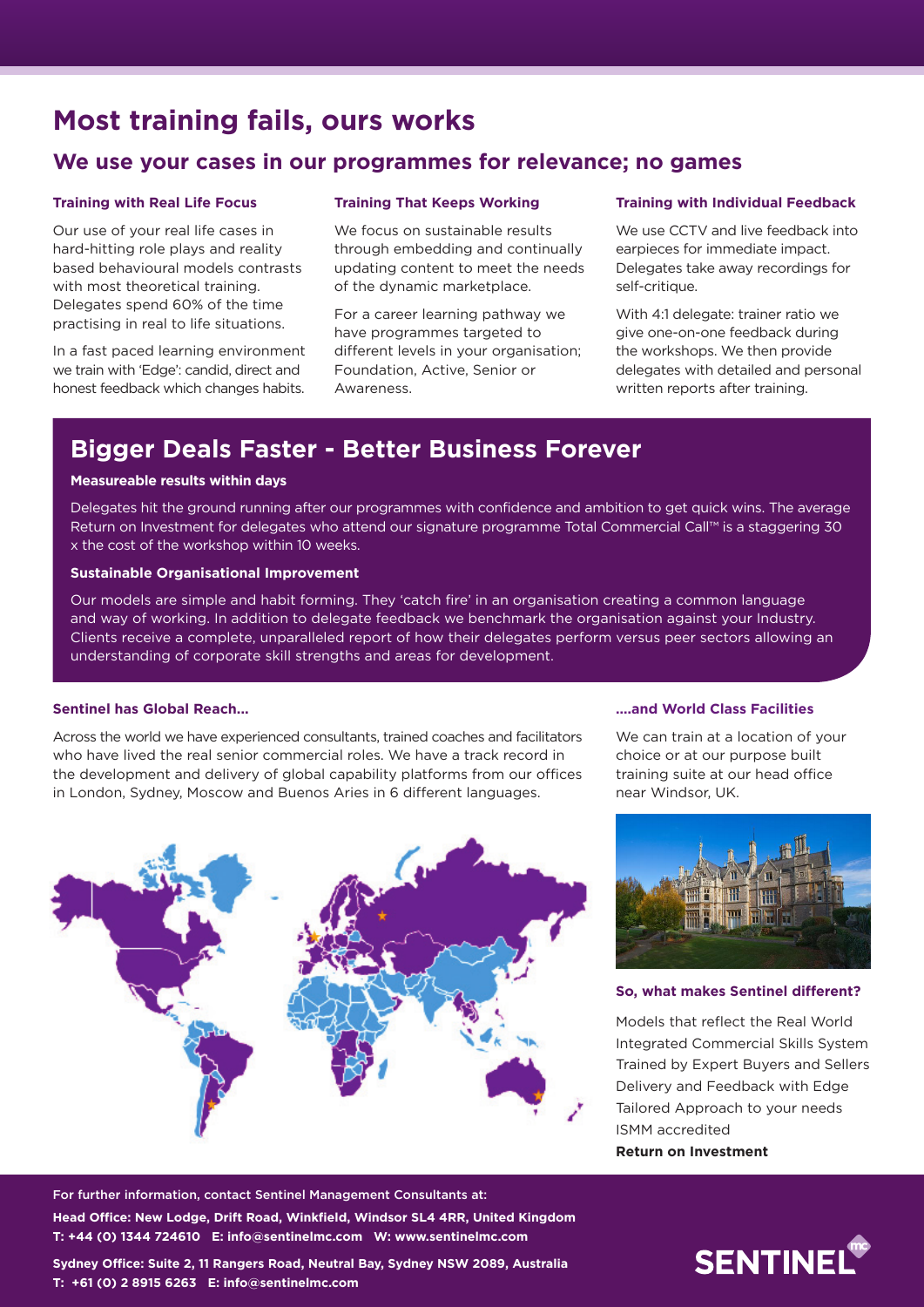# Most training fails, ours works

## We use your cases in our programmes for relevance; no games

### Training with Real Life Focus

Our use of your real life cases in hard-hitting role plays and reality based behavioural models contrasts with most theoretical training. Delegates spend 60% of the time practising in real to life situations.

In a fast paced learning environment we train with 'Edge': candid, direct and honest feedback which changes habits.

### Training That Keeps Working

We focus on sustainable results through embedding and continually updating content to meet the needs of the dynamic marketplace.

For a career learning pathway we have programmes targeted to different levels in your organisation; Foundation, Active, Senior or Awareness.

### Training with Individual Feedback

We use CCTV and live feedback into earpieces for immediate impact. Delegates take away recordings for self-critique.

With 4:1 delegate: trainer ratio we give one-on-one feedback during the workshops. We then provide delegates with detailed and personal written reports after training.

## Bigger Deals Faster - Better Business Forever

**Measureable results within days**

Delegates hit the ground running after our programmes with confidence and ambition to get quick wins. The average Return on Investment for delegates who attend our signature programme Total Commercial Call™ is a staggering 30 x the cost of the workshop within 10 weeks.

**Sustainable Organisational Improvement**

Our models are simple and habit forming. They 'catch fire' in an organisation creating a common language and way of working. In addition to delegate feedback we benchmark the organisation against your Industry. Clients receive a complete, unparalleled report of how their delegates perform versus peer sectors allowing an understanding of corporate skill strengths and areas for development.

### Sentinel has Global Reach...

Across the world we have experienced consultants, trained coaches and facilitators who have lived the real senior commercial roles. We have a track record in the development and delivery of global capability platforms from our offices in London, Sydney, Moscow and Buenos Aries in 6 different languages.

### ....and World Class Facilities

We can train at a location of your choice or at our purpose built training suite at our head office near Windsor, UK.

### So, what makes Sentinel different?

Models that reflect the Real World
Integrated Commercial Skills System
Trained by Expert Buyers and Sellers
Delivery and Feedback with Edge
Tailored Approach to your needs
ISMM accredited
**Return on Investment**

For further information, contact Sentinel Management Consultants at:

**Head Office: New Lodge, Drift Road, Winkfield, Windsor SL4 4RR, United Kingdom**
**T: +44 (0) 1344 724610 E: info@sentinelmc.com W: www.sentinelmc.com**

**Sydney Office: Suite 2, 11 Rangers Road, Neutral Bay, Sydney NSW 2089, Australia**
**T: +61 (0) 2 8915 6263 E: info@sentinelmc.com**

SENTINEL mc